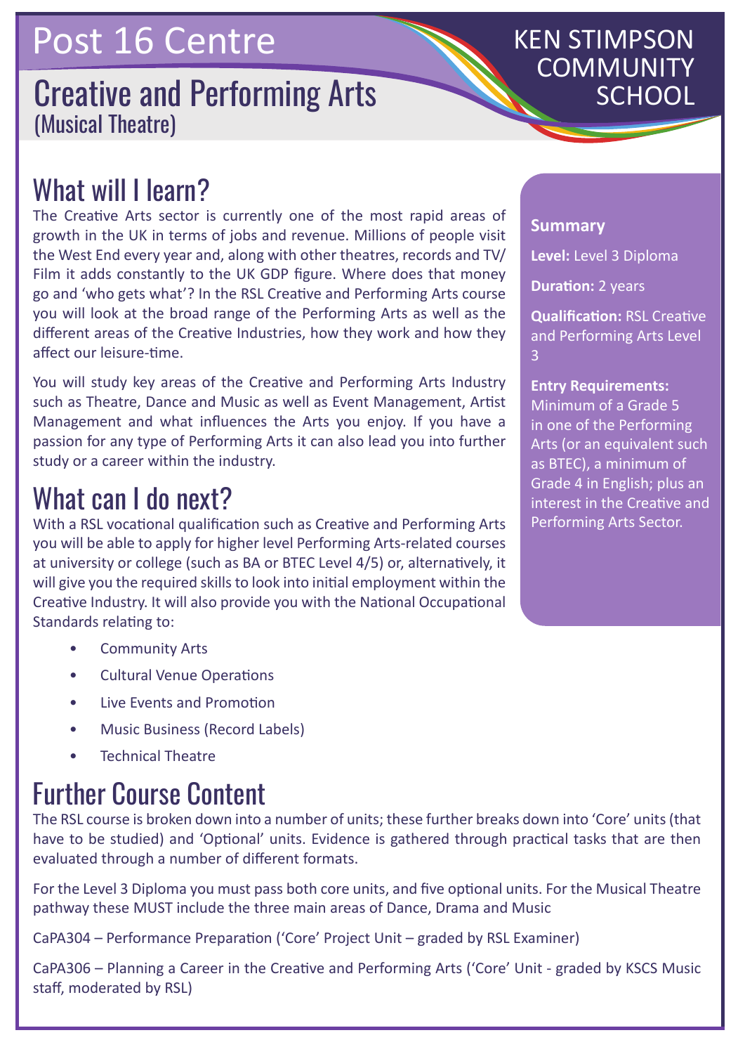# Post 16 Centre

KEN STIMPSON COMMUNITY SCHOOL

## Creative and Performing Arts
(Musical Theatre)

## What will I learn?

The Creative Arts sector is currently one of the most rapid areas of growth in the UK in terms of jobs and revenue. Millions of people visit the West End every year and, along with other theatres, records and TV/Film it adds constantly to the UK GDP figure. Where does that money go and 'who gets what'? In the RSL Creative and Performing Arts course you will look at the broad range of the Performing Arts as well as the different areas of the Creative Industries, how they work and how they affect our leisure-time.

You will study key areas of the Creative and Performing Arts Industry such as Theatre, Dance and Music as well as Event Management, Artist Management and what influences the Arts you enjoy. If you have a passion for any type of Performing Arts it can also lead you into further study or a career within the industry.

**Summary**

**Level:** Level 3 Diploma

**Duration:** 2 years

**Qualification:** RSL Creative and Performing Arts Level 3

**Entry Requirements:** Minimum of a Grade 5 in one of the Performing Arts (or an equivalent such as BTEC), a minimum of Grade 4 in English; plus an interest in the Creative and Performing Arts Sector.

## What can I do next?

With a RSL vocational qualification such as Creative and Performing Arts you will be able to apply for higher level Performing Arts-related courses at university or college (such as BA or BTEC Level 4/5) or, alternatively, it will give you the required skills to look into initial employment within the Creative Industry. It will also provide you with the National Occupational Standards relating to:

- Community Arts
- Cultural Venue Operations
- Live Events and Promotion
- Music Business (Record Labels)
- Technical Theatre

## Further Course Content

The RSL course is broken down into a number of units; these further breaks down into 'Core' units (that have to be studied) and 'Optional' units. Evidence is gathered through practical tasks that are then evaluated through a number of different formats.

For the Level 3 Diploma you must pass both core units, and five optional units. For the Musical Theatre pathway these MUST include the three main areas of Dance, Drama and Music

CaPA304 – Performance Preparation ('Core' Project Unit – graded by RSL Examiner)

CaPA306 – Planning a Career in the Creative and Performing Arts ('Core' Unit - graded by KSCS Music staff, moderated by RSL)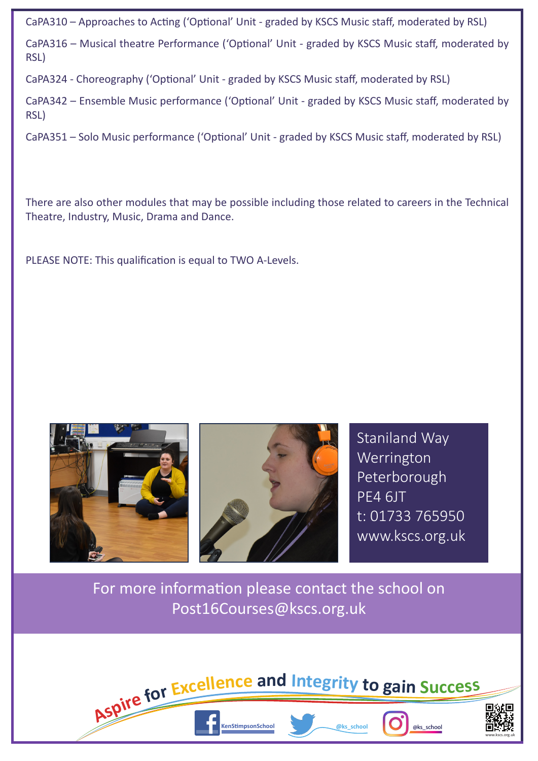CaPA310 – Approaches to Acting ('Optional' Unit - graded by KSCS Music staff, moderated by RSL)

CaPA316 – Musical theatre Performance ('Optional' Unit - graded by KSCS Music staff, moderated by RSL)

CaPA324 - Choreography ('Optional' Unit - graded by KSCS Music staff, moderated by RSL)

CaPA342 – Ensemble Music performance ('Optional' Unit - graded by KSCS Music staff, moderated by RSL)

CaPA351 – Solo Music performance ('Optional' Unit - graded by KSCS Music staff, moderated by RSL)

There are also other modules that may be possible including those related to careers in the Technical Theatre, Industry, Music, Drama and Dance.

PLEASE NOTE: This qualification is equal to TWO A-Levels.

Staniland Way
Werrington
Peterborough
PE4 6JT
t: 01733 765950
www.kscs.org.uk

For more information please contact the school on
Post16Courses@kscs.org.uk

Aspire for Excellence and Integrity to gain Success

KenStimpsonSchool @ks_school @ks_school

www.kscs.org.uk